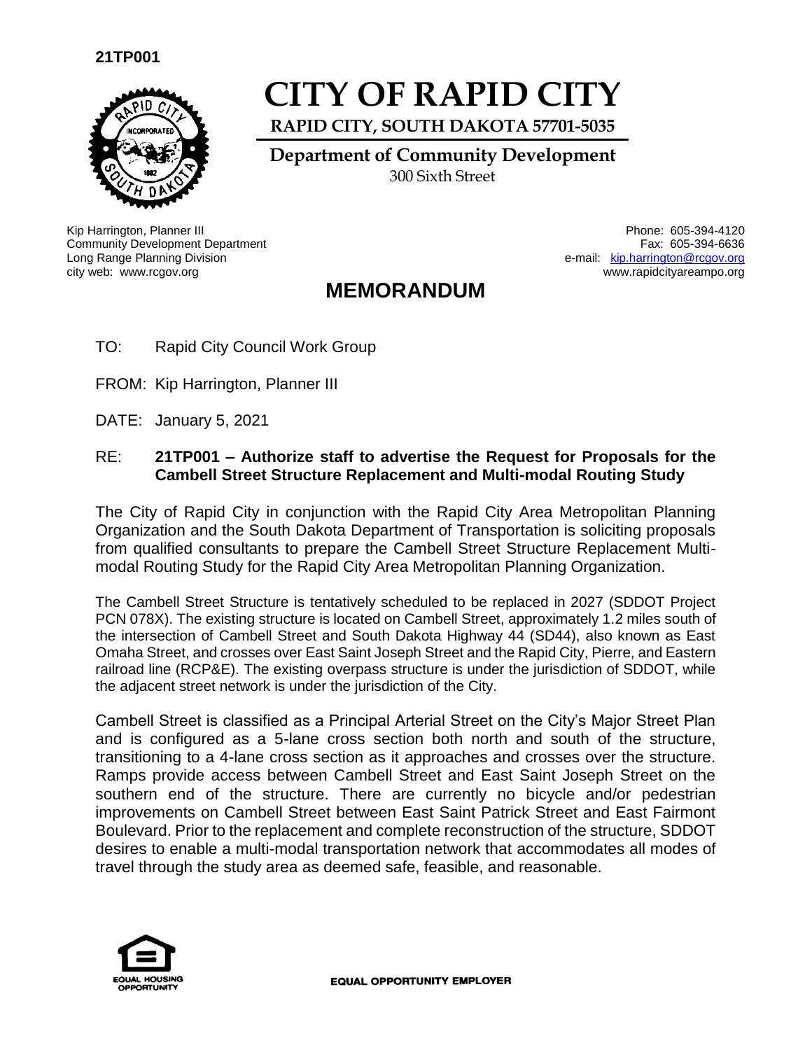**21TP001**

# CITY OF RAPID CITY

**RAPID CITY, SOUTH DAKOTA 57701-5035**

**Department of Community Development**

300 Sixth Street

Kip Harrington, Planner III
Community Development Department
Long Range Planning Division
city web: www.rcgov.org

Phone: 605-394-4120
Fax: 605-394-6636
e-mail: kip.harrington@rcgov.org
www.rapidcityareampo.org

## MEMORANDUM

TO: Rapid City Council Work Group

FROM: Kip Harrington, Planner III

DATE: January 5, 2021

RE: **21TP001 – Authorize staff to advertise the Request for Proposals for the Cambell Street Structure Replacement and Multi-modal Routing Study**

The City of Rapid City in conjunction with the Rapid City Area Metropolitan Planning Organization and the South Dakota Department of Transportation is soliciting proposals from qualified consultants to prepare the Cambell Street Structure Replacement Multi-modal Routing Study for the Rapid City Area Metropolitan Planning Organization.

The Cambell Street Structure is tentatively scheduled to be replaced in 2027 (SDDOT Project PCN 078X). The existing structure is located on Cambell Street, approximately 1.2 miles south of the intersection of Cambell Street and South Dakota Highway 44 (SD44), also known as East Omaha Street, and crosses over East Saint Joseph Street and the Rapid City, Pierre, and Eastern railroad line (RCP&E). The existing overpass structure is under the jurisdiction of SDDOT, while the adjacent street network is under the jurisdiction of the City.

Cambell Street is classified as a Principal Arterial Street on the City's Major Street Plan and is configured as a 5-lane cross section both north and south of the structure, transitioning to a 4-lane cross section as it approaches and crosses over the structure. Ramps provide access between Cambell Street and East Saint Joseph Street on the southern end of the structure. There are currently no bicycle and/or pedestrian improvements on Cambell Street between East Saint Patrick Street and East Fairmont Boulevard. Prior to the replacement and complete reconstruction of the structure, SDDOT desires to enable a multi-modal transportation network that accommodates all modes of travel through the study area as deemed safe, feasible, and reasonable.

EQUAL HOUSING OPPORTUNITY

EQUAL OPPORTUNITY EMPLOYER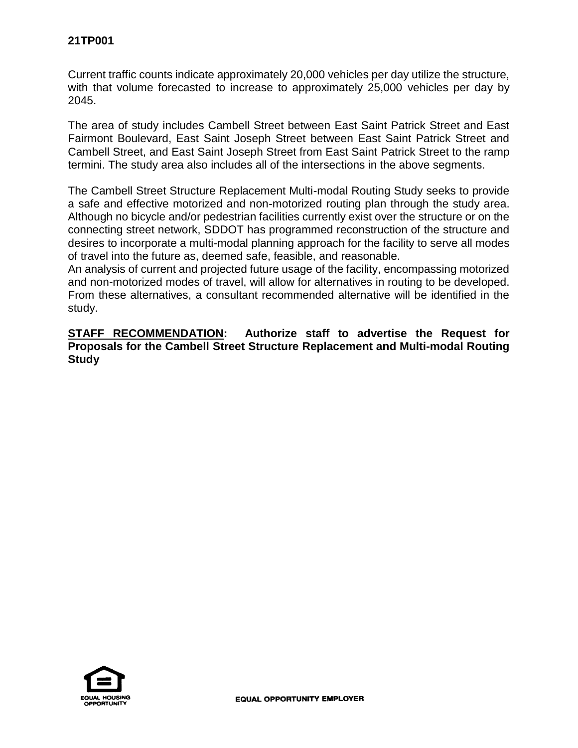**21TP001**

Current traffic counts indicate approximately 20,000 vehicles per day utilize the structure, with that volume forecasted to increase to approximately 25,000 vehicles per day by 2045.

The area of study includes Cambell Street between East Saint Patrick Street and East Fairmont Boulevard, East Saint Joseph Street between East Saint Patrick Street and Cambell Street, and East Saint Joseph Street from East Saint Patrick Street to the ramp termini. The study area also includes all of the intersections in the above segments.

The Cambell Street Structure Replacement Multi-modal Routing Study seeks to provide a safe and effective motorized and non-motorized routing plan through the study area. Although no bicycle and/or pedestrian facilities currently exist over the structure or on the connecting street network, SDDOT has programmed reconstruction of the structure and desires to incorporate a multi-modal planning approach for the facility to serve all modes of travel into the future as, deemed safe, feasible, and reasonable.
An analysis of current and projected future usage of the facility, encompassing motorized and non-motorized modes of travel, will allow for alternatives in routing to be developed. From these alternatives, a consultant recommended alternative will be identified in the study.

**STAFF RECOMMENDATION: Authorize staff to advertise the Request for Proposals for the Cambell Street Structure Replacement and Multi-modal Routing Study**

EQUAL HOUSING OPPORTUNITY

EQUAL OPPORTUNITY EMPLOYER